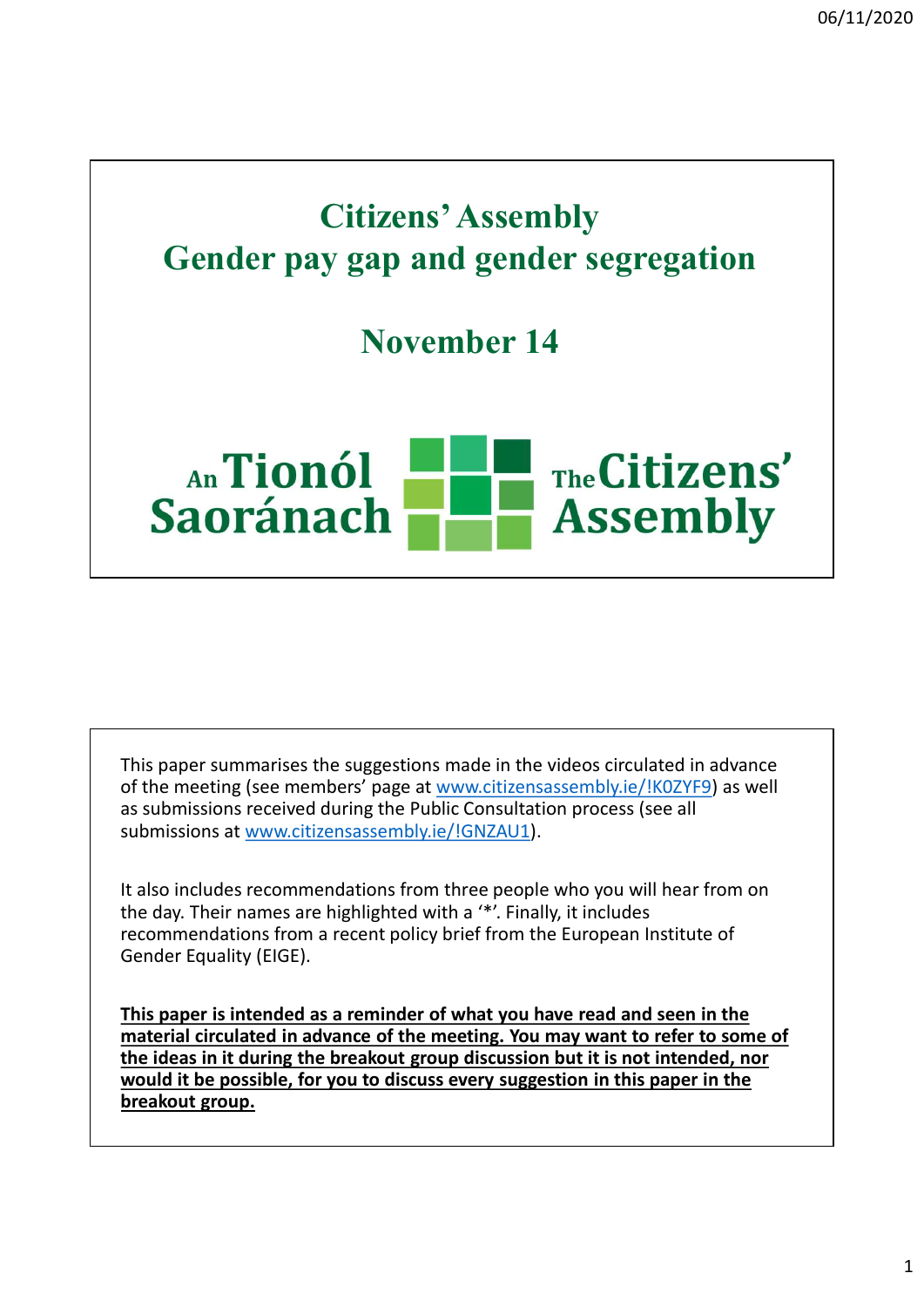# Citizens' Assembly
# Gender pay gap and gender segregation

## November 14

An Tionól Saoránach — The Citizens' Assembly

This paper summarises the suggestions made in the videos circulated in advance of the meeting (see members' page at www.citizensassembly.ie/!K0ZYF9) as well as submissions received during the Public Consultation process (see all submissions at www.citizensassembly.ie/!GNZAU1).

It also includes recommendations from three people who you will hear from on the day. Their names are highlighted with a '*'. Finally, it includes recommendations from a recent policy brief from the European Institute of Gender Equality (EIGE).

**This paper is intended as a reminder of what you have read and seen in the material circulated in advance of the meeting. You may want to refer to some of the ideas in it during the breakout group discussion but it is not intended, nor would it be possible, for you to discuss every suggestion in this paper in the breakout group.**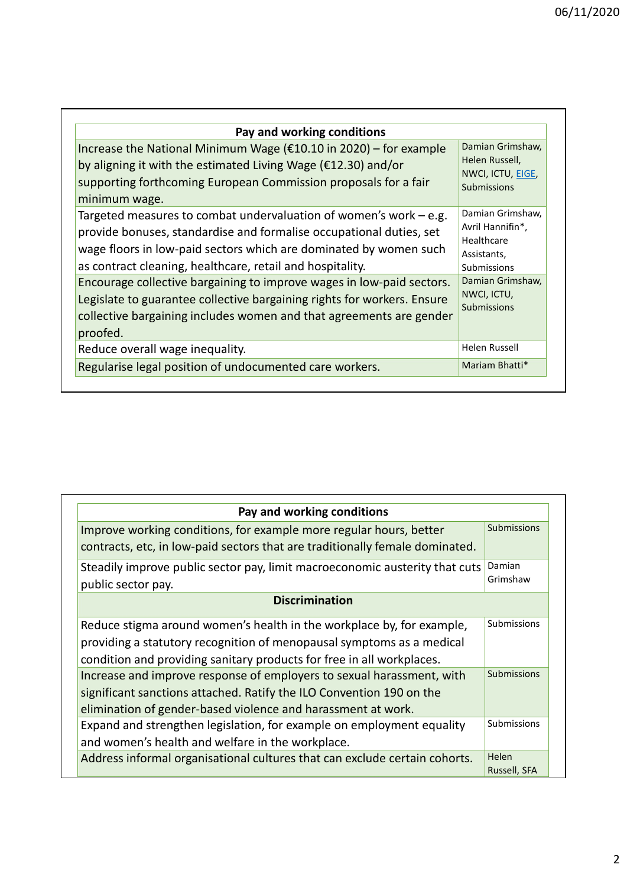| Pay and working conditions | |
|---|---|
| Increase the National Minimum Wage (€10.10 in 2020) – for example by aligning it with the estimated Living Wage (€12.30) and/or supporting forthcoming European Commission proposals for a fair minimum wage. | Damian Grimshaw, Helen Russell, NWCI, ICTU, EIGE, Submissions |
| Targeted measures to combat undervaluation of women's work – e.g. provide bonuses, standardise and formalise occupational duties, set wage floors in low-paid sectors which are dominated by women such as contract cleaning, healthcare, retail and hospitality. | Damian Grimshaw, Avril Hannifin*, Healthcare Assistants, Submissions |
| Encourage collective bargaining to improve wages in low-paid sectors. Legislate to guarantee collective bargaining rights for workers. Ensure collective bargaining includes women and that agreements are gender proofed. | Damian Grimshaw, NWCI, ICTU, Submissions |
| Reduce overall wage inequality. | Helen Russell |
| Regularise legal position of undocumented care workers. | Mariam Bhatti* |

| Pay and working conditions | |
|---|---|
| Improve working conditions, for example more regular hours, better contracts, etc, in low-paid sectors that are traditionally female dominated. | Submissions |
| Steadily improve public sector pay, limit macroeconomic austerity that cuts public sector pay. | Damian Grimshaw |
| **Discrimination** | |
| Reduce stigma around women's health in the workplace by, for example, providing a statutory recognition of menopausal symptoms as a medical condition and providing sanitary products for free in all workplaces. | Submissions |
| Increase and improve response of employers to sexual harassment, with significant sanctions attached. Ratify the ILO Convention 190 on the elimination of gender-based violence and harassment at work. | Submissions |
| Expand and strengthen legislation, for example on employment equality and women's health and welfare in the workplace. | Submissions |
| Address informal organisational cultures that can exclude certain cohorts. | Helen Russell, SFA |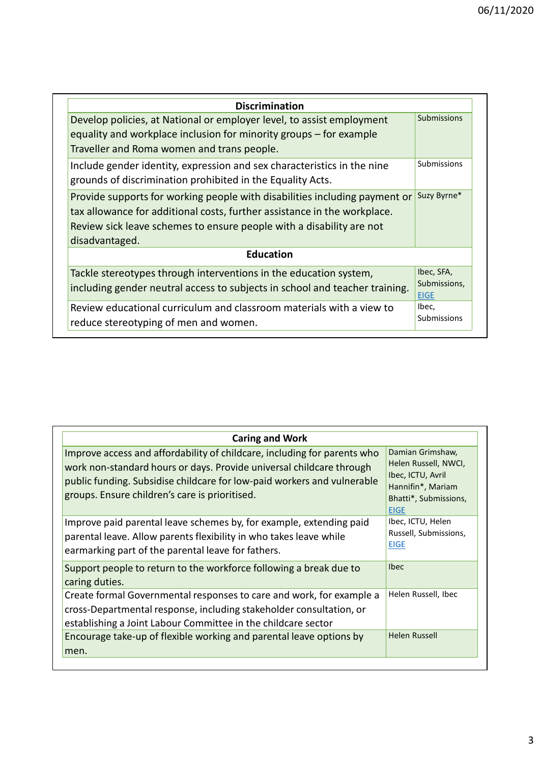| Discrimination | |
|---|---|
| Develop policies, at National or employer level, to assist employment equality and workplace inclusion for minority groups – for example Traveller and Roma women and trans people. | Submissions |
| Include gender identity, expression and sex characteristics in the nine grounds of discrimination prohibited in the Equality Acts. | Submissions |
| Provide supports for working people with disabilities including payment or tax allowance for additional costs, further assistance in the workplace. Review sick leave schemes to ensure people with a disability are not disadvantaged. | Suzy Byrne* |
| **Education** | |
| Tackle stereotypes through interventions in the education system, including gender neutral access to subjects in school and teacher training. | Ibec, SFA, Submissions, EIGE |
| Review educational curriculum and classroom materials with a view to reduce stereotyping of men and women. | Ibec, Submissions |

| Caring and Work | |
|---|---|
| Improve access and affordability of childcare, including for parents who work non-standard hours or days. Provide universal childcare through public funding. Subsidise childcare for low-paid workers and vulnerable groups. Ensure children's care is prioritised. | Damian Grimshaw, Helen Russell, NWCI, Ibec, ICTU, Avril Hannifin*, Mariam Bhatti*, Submissions, EIGE |
| Improve paid parental leave schemes by, for example, extending paid parental leave. Allow parents flexibility in who takes leave while earmarking part of the parental leave for fathers. | Ibec, ICTU, Helen Russell, Submissions, EIGE |
| Support people to return to the workforce following a break due to caring duties. | Ibec |
| Create formal Governmental responses to care and work, for example a cross-Departmental response, including stakeholder consultation, or establishing a Joint Labour Committee in the childcare sector | Helen Russell, Ibec |
| Encourage take-up of flexible working and parental leave options by men. | Helen Russell |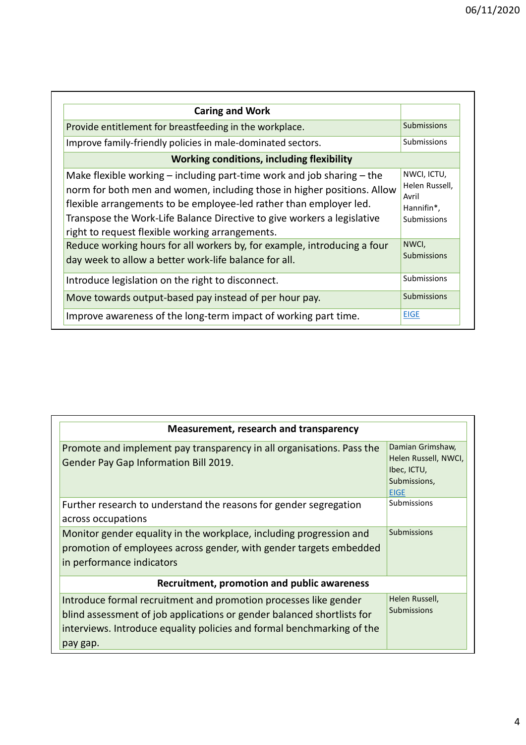| Caring and Work | |
|---|---|
| Provide entitlement for breastfeeding in the workplace. | Submissions |
| Improve family-friendly policies in male-dominated sectors. | Submissions |
| **Working conditions, including flexibility** | |
| Make flexible working – including part-time work and job sharing – the norm for both men and women, including those in higher positions. Allow flexible arrangements to be employee-led rather than employer led. Transpose the Work-Life Balance Directive to give workers a legislative right to request flexible working arrangements. | NWCI, ICTU, Helen Russell, Avril Hannifin*, Submissions |
| Reduce working hours for all workers by, for example, introducing a four day week to allow a better work-life balance for all. | NWCI, Submissions |
| Introduce legislation on the right to disconnect. | Submissions |
| Move towards output-based pay instead of per hour pay. | Submissions |
| Improve awareness of the long-term impact of working part time. | EIGE |

| Measurement, research and transparency | |
|---|---|
| Promote and implement pay transparency in all organisations. Pass the Gender Pay Gap Information Bill 2019. | Damian Grimshaw, Helen Russell, NWCI, Ibec, ICTU, Submissions, EIGE |
| Further research to understand the reasons for gender segregation across occupations | Submissions |
| Monitor gender equality in the workplace, including progression and promotion of employees across gender, with gender targets embedded in performance indicators | Submissions |
| **Recruitment, promotion and public awareness** | |
| Introduce formal recruitment and promotion processes like gender blind assessment of job applications or gender balanced shortlists for interviews. Introduce equality policies and formal benchmarking of the pay gap. | Helen Russell, Submissions |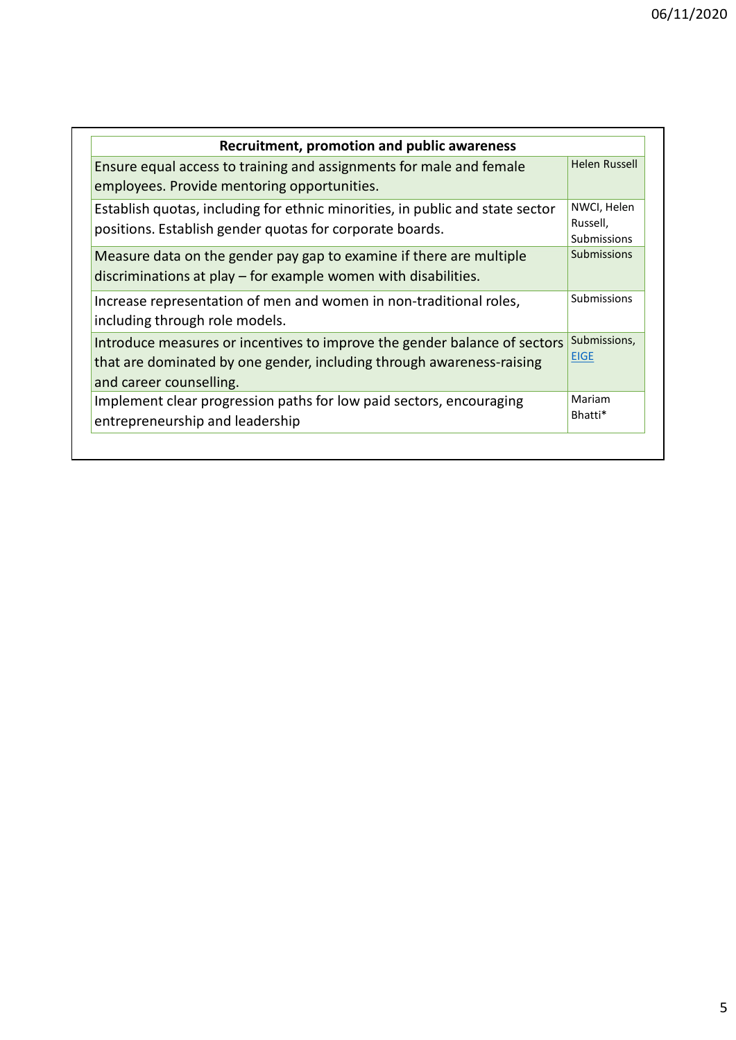| Recruitment, promotion and public awareness | |
|---|---|
| Ensure equal access to training and assignments for male and female employees. Provide mentoring opportunities. | Helen Russell |
| Establish quotas, including for ethnic minorities, in public and state sector positions. Establish gender quotas for corporate boards. | NWCI, Helen Russell, Submissions |
| Measure data on the gender pay gap to examine if there are multiple discriminations at play – for example women with disabilities. | Submissions |
| Increase representation of men and women in non-traditional roles, including through role models. | Submissions |
| Introduce measures or incentives to improve the gender balance of sectors that are dominated by one gender, including through awareness-raising and career counselling. | Submissions, EIGE |
| Implement clear progression paths for low paid sectors, encouraging entrepreneurship and leadership | Mariam Bhatti* |